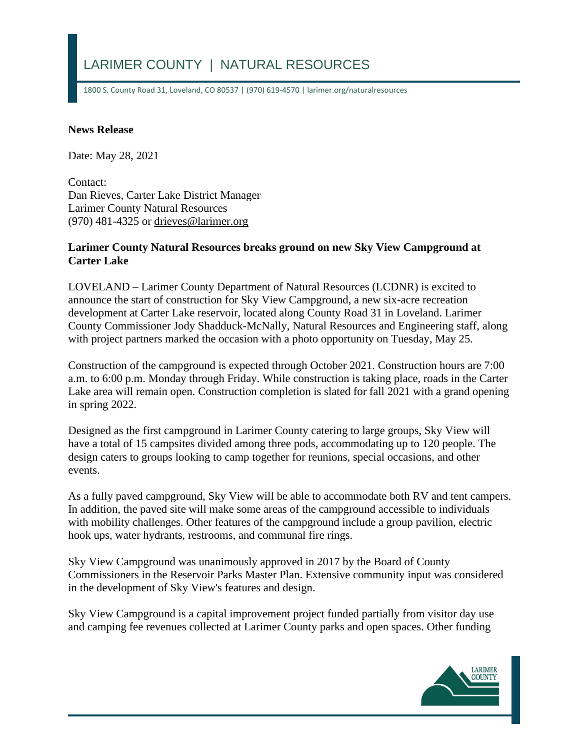# LARIMER COUNTY | NATURAL RESOURCES

1800 S. County Road 31, Loveland, CO 80537 | (970) 619-4570 | larimer.org/naturalresources

**News Release**

Date: May 28, 2021

Contact:
Dan Rieves, Carter Lake District Manager
Larimer County Natural Resources
(970) 481-4325 or drieves@larimer.org

**Larimer County Natural Resources breaks ground on new Sky View Campground at Carter Lake**

LOVELAND – Larimer County Department of Natural Resources (LCDNR) is excited to announce the start of construction for Sky View Campground, a new six-acre recreation development at Carter Lake reservoir, located along County Road 31 in Loveland. Larimer County Commissioner Jody Shadduck-McNally, Natural Resources and Engineering staff, along with project partners marked the occasion with a photo opportunity on Tuesday, May 25.

Construction of the campground is expected through October 2021. Construction hours are 7:00 a.m. to 6:00 p.m. Monday through Friday. While construction is taking place, roads in the Carter Lake area will remain open. Construction completion is slated for fall 2021 with a grand opening in spring 2022.

Designed as the first campground in Larimer County catering to large groups, Sky View will have a total of 15 campsites divided among three pods, accommodating up to 120 people. The design caters to groups looking to camp together for reunions, special occasions, and other events.

As a fully paved campground, Sky View will be able to accommodate both RV and tent campers. In addition, the paved site will make some areas of the campground accessible to individuals with mobility challenges. Other features of the campground include a group pavilion, electric hook ups, water hydrants, restrooms, and communal fire rings.

Sky View Campground was unanimously approved in 2017 by the Board of County Commissioners in the Reservoir Parks Master Plan. Extensive community input was considered in the development of Sky View's features and design.

Sky View Campground is a capital improvement project funded partially from visitor day use and camping fee revenues collected at Larimer County parks and open spaces. Other funding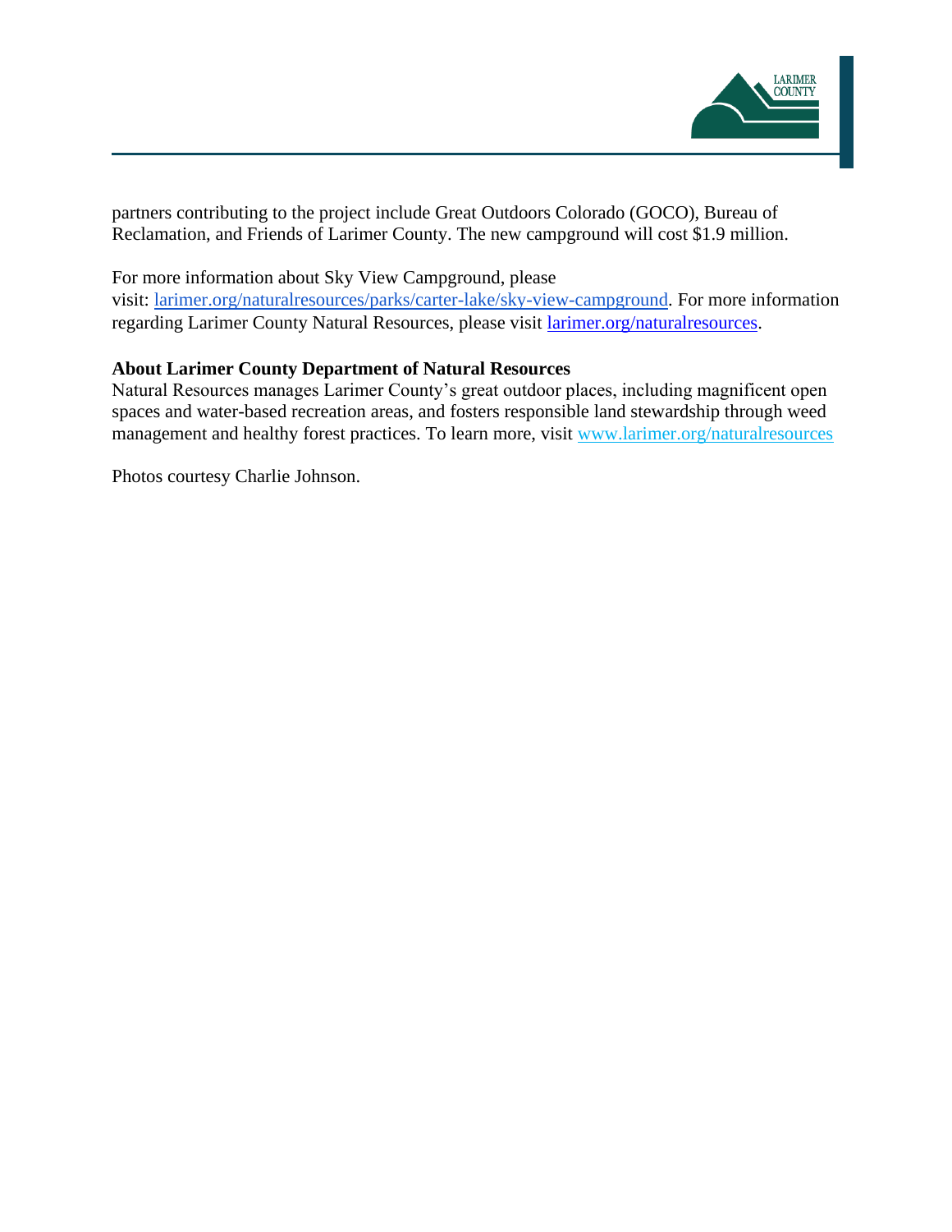partners contributing to the project include Great Outdoors Colorado (GOCO), Bureau of Reclamation, and Friends of Larimer County. The new campground will cost $1.9 million.

For more information about Sky View Campground, please visit: [larimer.org/naturalresources/parks/carter-lake/sky-view-campground](larimer.org/naturalresources/parks/carter-lake/sky-view-campground). For more information regarding Larimer County Natural Resources, please visit [larimer.org/naturalresources](larimer.org/naturalresources).

**About Larimer County Department of Natural Resources**
Natural Resources manages Larimer County's great outdoor places, including magnificent open spaces and water-based recreation areas, and fosters responsible land stewardship through weed management and healthy forest practices. To learn more, visit [www.larimer.org/naturalresources](www.larimer.org/naturalresources)

Photos courtesy Charlie Johnson.